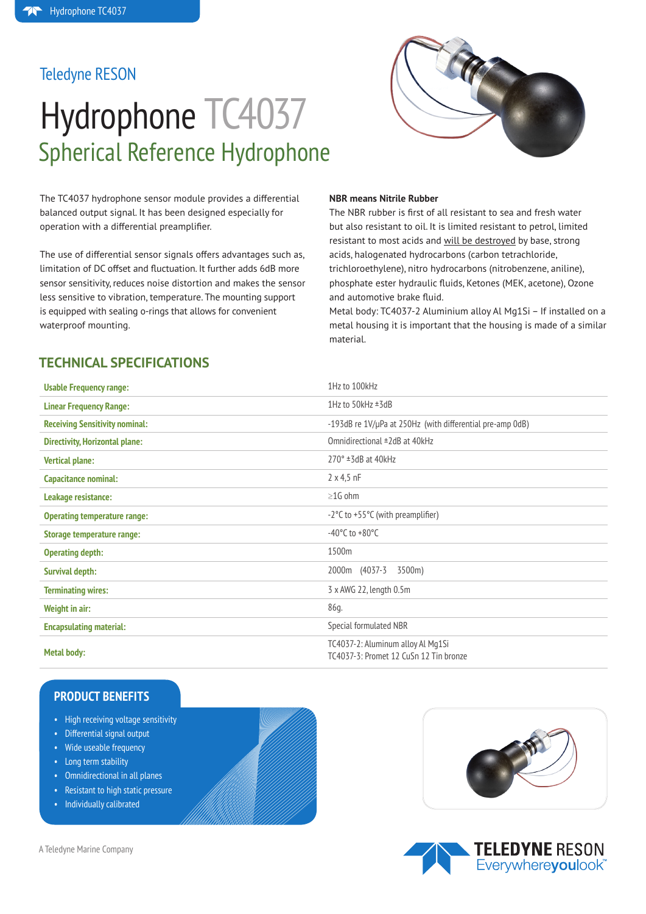Teledyne RESON

# Hydrophone TC4037

## Spherical Reference Hydrophone

The TC4037 hydrophone sensor module provides a differential balanced output signal. It has been designed especially for operation with a differential preamplifier.

The use of differential sensor signals offers advantages such as, limitation of DC offset and fluctuation. It further adds 6dB more sensor sensitivity, reduces noise distortion and makes the sensor less sensitive to vibration, temperature. The mounting support is equipped with sealing o-rings that allows for convenient waterproof mounting.

**NBR means Nitrile Rubber**

The NBR rubber is first of all resistant to sea and fresh water but also resistant to oil. It is limited resistant to petrol, limited resistant to most acids and will be destroyed by base, strong acids, halogenated hydrocarbons (carbon tetrachloride, trichloroethylene), nitro hydrocarbons (nitrobenzene, aniline), phosphate ester hydraulic fluids, Ketones (MEK, acetone), Ozone and automotive brake fluid.

Metal body: TC4037-2 Aluminium alloy Al Mg1Si – If installed on a metal housing it is important that the housing is made of a similar material.

## TECHNICAL SPECIFICATIONS

| | |
|---|---|
| **Usable Frequency range:** | 1Hz to 100kHz |
| **Linear Frequency Range:** | 1Hz to 50kHz ±3dB |
| **Receiving Sensitivity nominal:** | -193dB re 1V/μPa at 250Hz (with differential pre-amp 0dB) |
| **Directivity, Horizontal plane:** | Omnidirectional ±2dB at 40kHz |
| **Vertical plane:** | 270° ±3dB at 40kHz |
| **Capacitance nominal:** | 2 x 4,5 nF |
| **Leakage resistance:** | ≥1G ohm |
| **Operating temperature range:** | -2°C to +55°C (with preamplifier) |
| **Storage temperature range:** | -40°C to +80°C |
| **Operating depth:** | 1500m |
| **Survival depth:** | 2000m (4037-3 3500m) |
| **Terminating wires:** | 3 x AWG 22, length 0.5m |
| **Weight in air:** | 86g. |
| **Encapsulating material:** | Special formulated NBR |
| **Metal body:** | TC4037-2: Aluminum alloy Al Mg1Si<br>TC4037-3: Promet 12 CuSn 12 Tin bronze |

## PRODUCT BENEFITS

- High receiving voltage sensitivity
- Differential signal output
- Wide useable frequency
- Long term stability
- Omnidirectional in all planes
- Resistant to high static pressure
- Individually calibrated

A Teledyne Marine Company

TELEDYNE RESON Everywhereyoulook™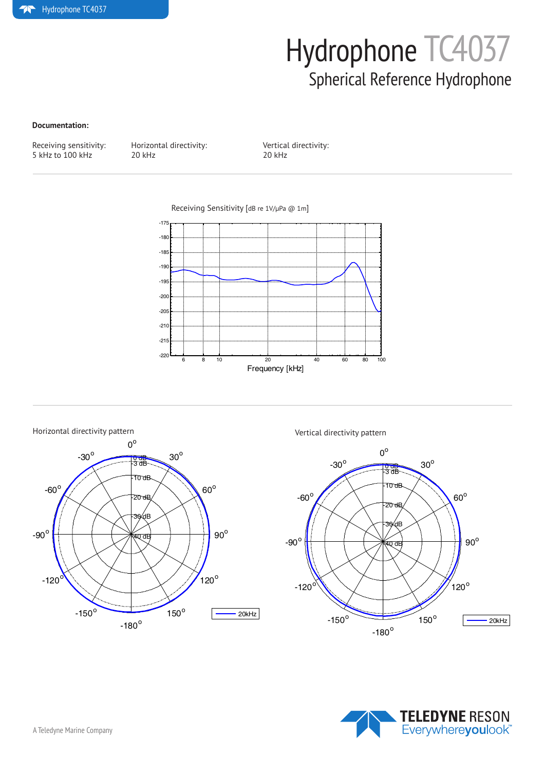# Hydrophone TC4037

## Spherical Reference Hydrophone

**Documentation:**

Receiving sensitivity:
5 kHz to 100 kHz

Horizontal directivity:
20 kHz

Vertical directivity:
20 kHz

Receiving Sensitivity [dB re 1V/μPa @ 1m]

Frequency [kHz]

Horizontal directivity pattern

Vertical directivity pattern

A Teledyne Marine Company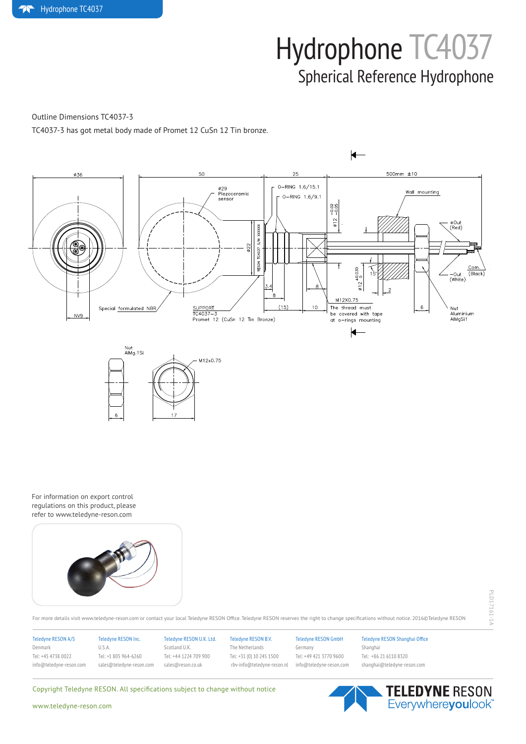# Hydrophone TC4037

## Spherical Reference Hydrophone

Outline Dimensions TC4037-3

TC4037-3 has got metal body made of Promet 12 CuSn 12 Tin bronze.

ø36

NV9

Special formulated NBR

50

ø29
Piezoceramic
sensor

ø22

RESON TC4037 S/N XXXXXX

SUPPORT
TC4037-3
Promet 12 (CuSn 12 Tin Bronze)

25

O-RING 1.6/15.1

O-RING 1.6/9.1

3.4

8

(15)

10

8

ø12 −0.02 −0.05

ø12 +0.030 0

15°

2

M12X0.75
The thread must be covered with tape at o-rings mounting

500mm ±10

Wall mounting

+Out (Red)

Com. (Black)

−Out (White)

6

Nut
Aluminium
AlMgSi1

Nut
AlMg.1Si

M12x0.75

6

17

For information on export control regulations on this product, please refer to www.teledyne-reson.com

For more details visit www.teledyne-reson.com or contact your local Teledyne RESON Office. Teledyne RESON reserves the right to change specifications without notice. 2016©Teledyne RESON

PLD17161-1A

| Teledyne RESON A/S | Teledyne RESON Inc. | Teledyne RESON U.K. Ltd. | Teledyne RESON B.V. | Teledyne RESON GmbH | Teledyne RESON Shanghai Office |
|---|---|---|---|---|---|
| Denmark | U.S.A. | Scotland U.K. | The Netherlands | Germany | Shanghai |
| Tel: +45 4738 0022 | Tel: +1 805 964-6260 | Tel: +44 1224 709 900 | Tel: +31 (0) 10 245 1500 | Tel: +49 421 3770 9600 | Tel: +86 21 6110 8320 |
| info@teledyne-reson.com | sales@teledyne-reson.com | sales@reson.co.uk | rbv-info@teledyne-reson.nl | info@teledyne-reson.com | shanghai@teledyne-reson.com |

Copyright Teledyne RESON. All specifications subject to change without notice

www.teledyne-reson.com

TELEDYNE RESON
Everywhereyoulook™